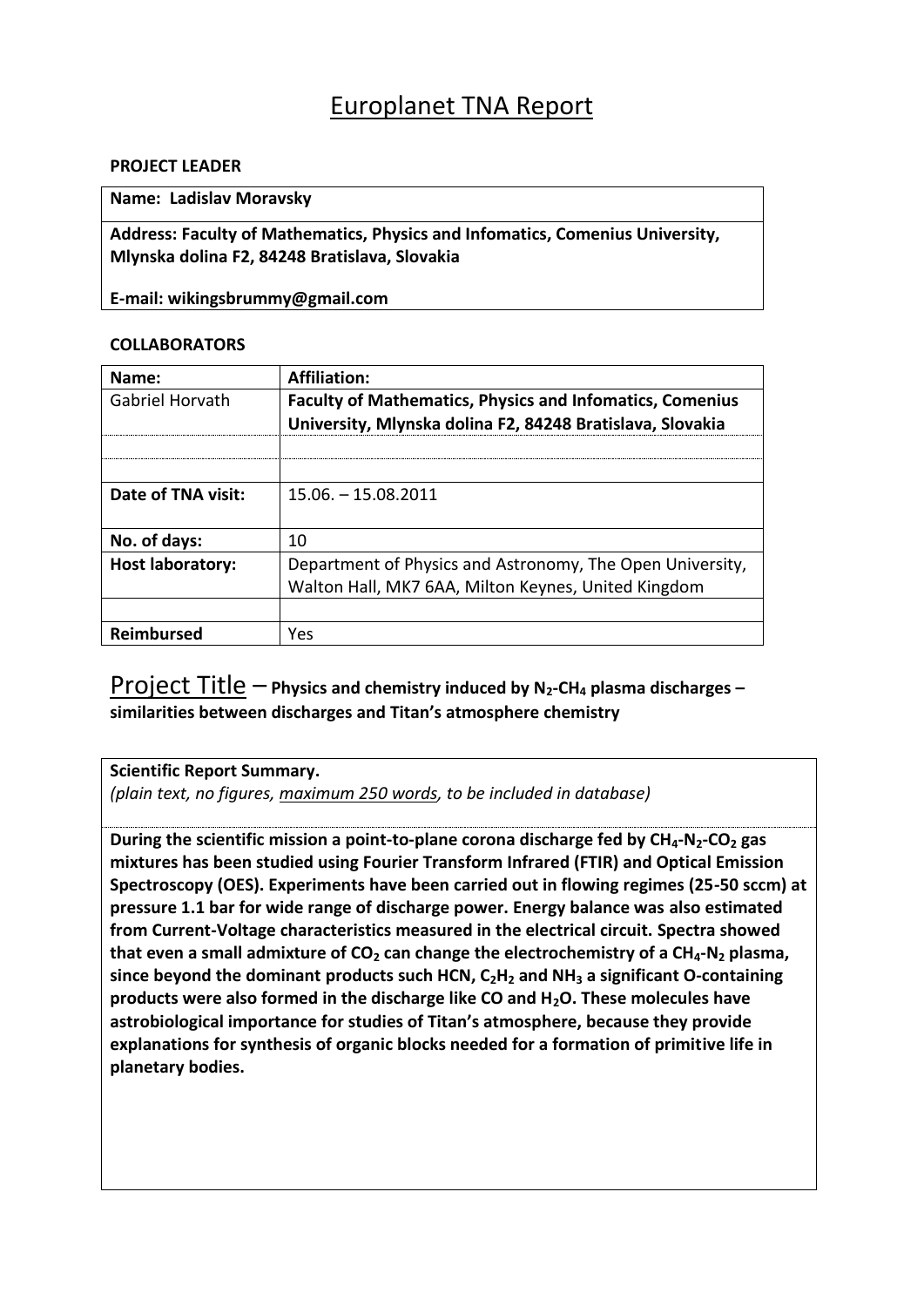# Europlanet TNA Report

**PROJECT LEADER**

| **Name: Ladislav Moravsky** |
|---|
| **Address: Faculty of Mathematics, Physics and Infomatics, Comenius University, Mlynska dolina F2, 84248 Bratislava, Slovakia** |
| **E-mail: wikingsbrummy@gmail.com** |

**COLLABORATORS**

| **Name:** | **Affiliation:** |
|---|---|
| Gabriel Horvath | **Faculty of Mathematics, Physics and Infomatics, Comenius University, Mlynska dolina F2, 84248 Bratislava, Slovakia** |
| | |
| | |
| **Date of TNA visit:** | 15.06. – 15.08.2011 |
| **No. of days:** | 10 |
| **Host laboratory:** | Department of Physics and Astronomy, The Open University, Walton Hall, MK7 6AA, Milton Keynes, United Kingdom |
| | |
| **Reimbursed** | Yes |

## Project Title – **Physics and chemistry induced by $N_2$-$CH_4$ plasma discharges – similarities between discharges and Titan's atmosphere chemistry**

**Scientific Report Summary.**

*(plain text, no figures, maximum 250 words, to be included in database)*

**During the scientific mission a point-to-plane corona discharge fed by $CH_4$-$N_2$-$CO_2$ gas mixtures has been studied using Fourier Transform Infrared (FTIR) and Optical Emission Spectroscopy (OES). Experiments have been carried out in flowing regimes (25-50 sccm) at pressure 1.1 bar for wide range of discharge power. Energy balance was also estimated from Current-Voltage characteristics measured in the electrical circuit. Spectra showed that even a small admixture of $CO_2$ can change the electrochemistry of a $CH_4$-$N_2$ plasma, since beyond the dominant products such HCN, $C_2H_2$ and $NH_3$ a significant O-containing products were also formed in the discharge like CO and $H_2O$. These molecules have astrobiological importance for studies of Titan's atmosphere, because they provide explanations for synthesis of organic blocks needed for a formation of primitive life in planetary bodies.**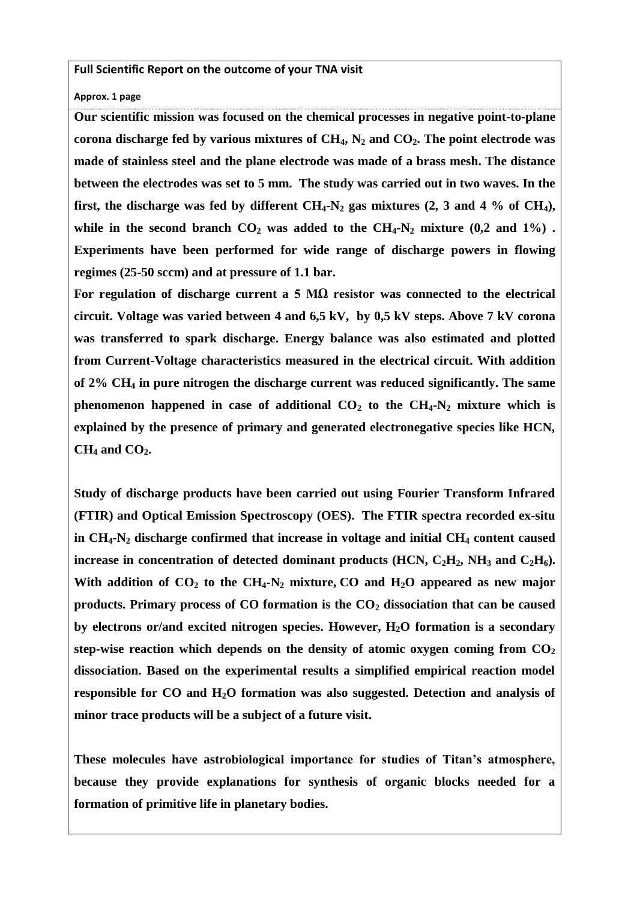**Full Scientific Report on the outcome of your TNA visit**

**Approx. 1 page**

**Our scientific mission was focused on the chemical processes in negative point-to-plane corona discharge fed by various mixtures of $CH_4$, $N_2$ and $CO_2$. The point electrode was made of stainless steel and the plane electrode was made of a brass mesh. The distance between the electrodes was set to 5 mm. The study was carried out in two waves. In the first, the discharge was fed by different $CH_4$-$N_2$ gas mixtures (2, 3 and 4 % of $CH_4$), while in the second branch $CO_2$ was added to the $CH_4$-$N_2$ mixture (0,2 and 1%) . Experiments have been performed for wide range of discharge powers in flowing regimes (25-50 sccm) and at pressure of 1.1 bar.**

**For regulation of discharge current a 5 MΩ resistor was connected to the electrical circuit. Voltage was varied between 4 and 6,5 kV, by 0,5 kV steps. Above 7 kV corona was transferred to spark discharge. Energy balance was also estimated and plotted from Current-Voltage characteristics measured in the electrical circuit. With addition of 2% $CH_4$ in pure nitrogen the discharge current was reduced significantly. The same phenomenon happened in case of additional $CO_2$ to the $CH_4$-$N_2$ mixture which is explained by the presence of primary and generated electronegative species like HCN, $CH_4$ and $CO_2$.**

**Study of discharge products have been carried out using Fourier Transform Infrared (FTIR) and Optical Emission Spectroscopy (OES). The FTIR spectra recorded ex-situ in $CH_4$-$N_2$ discharge confirmed that increase in voltage and initial $CH_4$ content caused increase in concentration of detected dominant products (HCN, $C_2H_2$, $NH_3$ and $C_2H_6$). With addition of $CO_2$ to the $CH_4$-$N_2$ mixture, CO and $H_2O$ appeared as new major products. Primary process of CO formation is the $CO_2$ dissociation that can be caused by electrons or/and excited nitrogen species. However, $H_2O$ formation is a secondary step-wise reaction which depends on the density of atomic oxygen coming from $CO_2$ dissociation. Based on the experimental results a simplified empirical reaction model responsible for CO and $H_2O$ formation was also suggested. Detection and analysis of minor trace products will be a subject of a future visit.**

**These molecules have astrobiological importance for studies of Titan's atmosphere, because they provide explanations for synthesis of organic blocks needed for a formation of primitive life in planetary bodies.**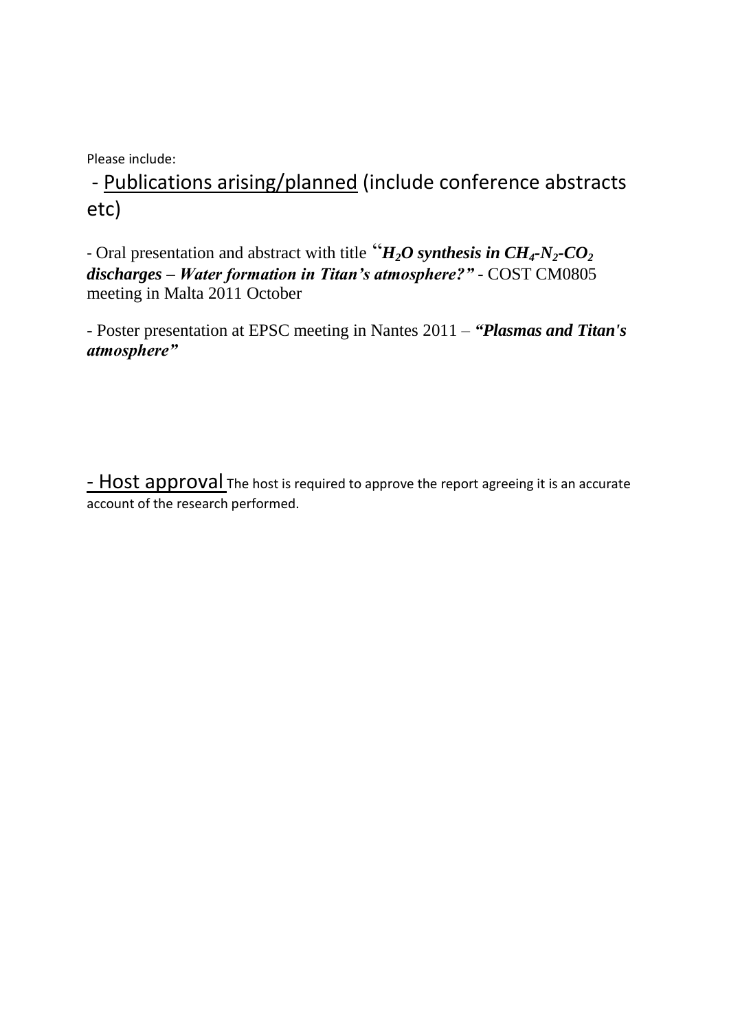Please include:

- <u>Publications arising/planned</u> (include conference abstracts etc)

- Oral presentation and abstract with title "***$H_2O$ synthesis in $CH_4$-$N_2$-$CO_2$ discharges – Water formation in Titan's atmosphere?***" - COST CM0805 meeting in Malta 2011 October

- Poster presentation at EPSC meeting in Nantes 2011 – ***"Plasmas and Titan's atmosphere"***

- <u>Host approval</u> The host is required to approve the report agreeing it is an accurate account of the research performed.